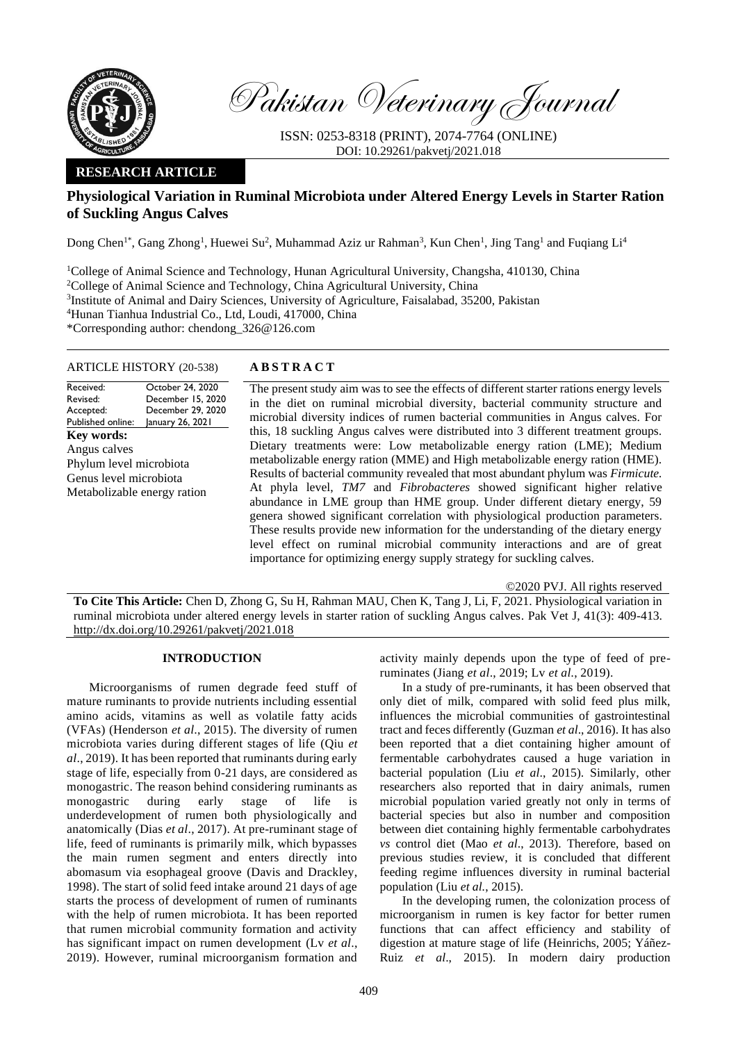Pakistan Veterinary Journal

ISSN: 0253-8318 (PRINT), 2074-7764 (ONLINE)
DOI: 10.29261/pakvetj/2021.018

**RESEARCH ARTICLE**

# Physiological Variation in Ruminal Microbiota under Altered Energy Levels in Starter Ration of Suckling Angus Calves

Dong Chen[1*], Gang Zhong[1], Huewei Su[2], Muhammad Aziz ur Rahman[3], Kun Chen[1], Jing Tang[1] and Fuqiang Li[4]

[1]College of Animal Science and Technology, Hunan Agricultural University, Changsha, 410130, China
[2]College of Animal Science and Technology, China Agricultural University, China
[3]Institute of Animal and Dairy Sciences, University of Agriculture, Faisalabad, 35200, Pakistan
[4]Hunan Tianhua Industrial Co., Ltd, Loudi, 417000, China
*Corresponding author: chendong_326@126.com

**ARTICLE HISTORY** (20-538)

| | |
|---|---|
| Received: | October 24, 2020 |
| Revised: | December 15, 2020 |
| Accepted: | December 29, 2020 |
| Published online: | January 26, 2021 |

**Key words:**
Angus calves
Phylum level microbiota
Genus level microbiota
Metabolizable energy ration

**ABSTRACT**

The present study aim was to see the effects of different starter rations energy levels in the diet on ruminal microbial diversity, bacterial community structure and microbial diversity indices of rumen bacterial communities in Angus calves. For this, 18 suckling Angus calves were distributed into 3 different treatment groups. Dietary treatments were: Low metabolizable energy ration (LME); Medium metabolizable energy ration (MME) and High metabolizable energy ration (HME). Results of bacterial community revealed that most abundant phylum was *Firmicute.* At phyla level, *TM7* and *Fibrobacteres* showed significant higher relative abundance in LME group than HME group. Under different dietary energy, 59 genera showed significant correlation with physiological production parameters. These results provide new information for the understanding of the dietary energy level effect on ruminal microbial community interactions and are of great importance for optimizing energy supply strategy for suckling calves.

©2020 PVJ. All rights reserved

**To Cite This Article:** Chen D, Zhong G, Su H, Rahman MAU, Chen K, Tang J, Li, F, 2021. Physiological variation in ruminal microbiota under altered energy levels in starter ration of suckling Angus calves. Pak Vet J, 41(3): 409-413. http://dx.doi.org/10.29261/pakvetj/2021.018

## INTRODUCTION

Microorganisms of rumen degrade feed stuff of mature ruminants to provide nutrients including essential amino acids, vitamins as well as volatile fatty acids (VFAs) (Henderson *et al*., 2015). The diversity of rumen microbiota varies during different stages of life (Qiu *et al*., 2019). It has been reported that ruminants during early stage of life, especially from 0-21 days, are considered as monogastric. The reason behind considering ruminants as monogastric during early stage of life is underdevelopment of rumen both physiologically and anatomically (Dias *et al*., 2017). At pre-ruminant stage of life, feed of ruminants is primarily milk, which bypasses the main rumen segment and enters directly into abomasum via esophageal groove (Davis and Drackley, 1998). The start of solid feed intake around 21 days of age starts the process of development of rumen of ruminants with the help of rumen microbiota. It has been reported that rumen microbial community formation and activity has significant impact on rumen development (Lv *et al*., 2019). However, ruminal microorganism formation and activity mainly depends upon the type of feed of pre-ruminates (Jiang *et al*., 2019; Lv *et al.*, 2019).

In a study of pre-ruminants, it has been observed that only diet of milk, compared with solid feed plus milk, influences the microbial communities of gastrointestinal tract and feces differently (Guzman *et al*., 2016). It has also been reported that a diet containing higher amount of fermentable carbohydrates caused a huge variation in bacterial population (Liu *et al*., 2015). Similarly, other researchers also reported that in dairy animals, rumen microbial population varied greatly not only in terms of bacterial species but also in number and composition between diet containing highly fermentable carbohydrates *vs* control diet (Mao *et al*., 2013). Therefore, based on previous studies review, it is concluded that different feeding regime influences diversity in ruminal bacterial population (Liu *et al.*, 2015).

In the developing rumen, the colonization process of microorganism in rumen is key factor for better rumen functions that can affect efficiency and stability of digestion at mature stage of life (Heinrichs, 2005; Yáñez-Ruiz *et al*., 2015). In modern dairy production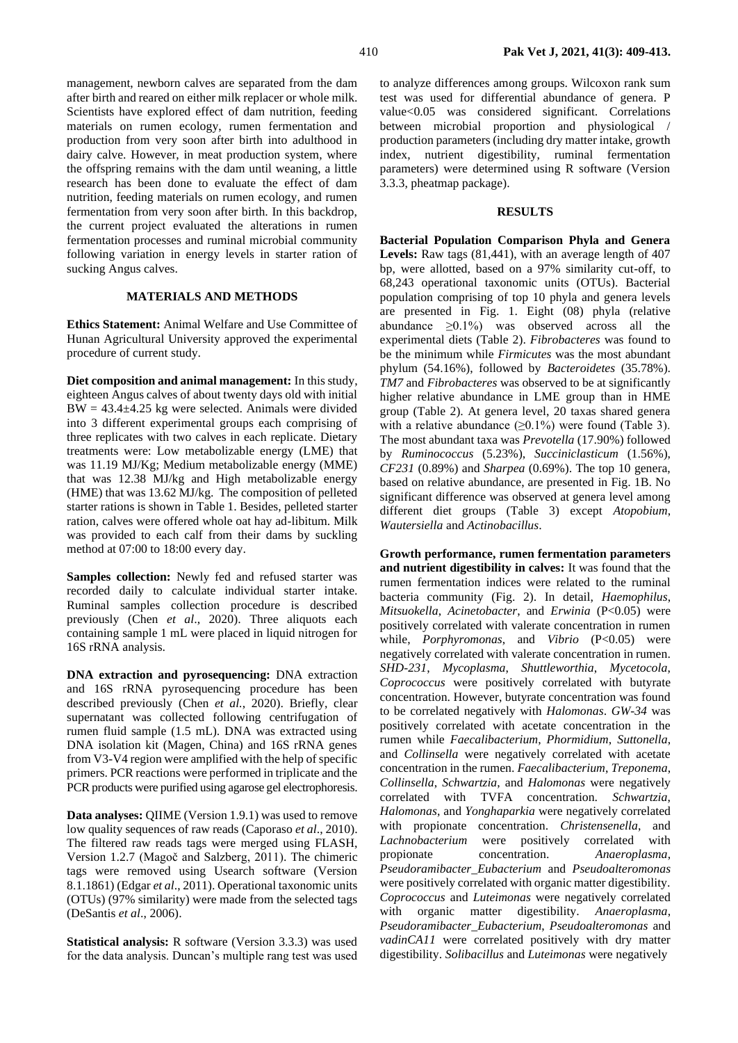management, newborn calves are separated from the dam after birth and reared on either milk replacer or whole milk. Scientists have explored effect of dam nutrition, feeding materials on rumen ecology, rumen fermentation and production from very soon after birth into adulthood in dairy calve. However, in meat production system, where the offspring remains with the dam until weaning, a little research has been done to evaluate the effect of dam nutrition, feeding materials on rumen ecology, and rumen fermentation from very soon after birth. In this backdrop, the current project evaluated the alterations in rumen fermentation processes and ruminal microbial community following variation in energy levels in starter ration of sucking Angus calves.

## MATERIALS AND METHODS

**Ethics Statement:** Animal Welfare and Use Committee of Hunan Agricultural University approved the experimental procedure of current study.

**Diet composition and animal management:** In this study, eighteen Angus calves of about twenty days old with initial BW = 43.4±4.25 kg were selected. Animals were divided into 3 different experimental groups each comprising of three replicates with two calves in each replicate. Dietary treatments were: Low metabolizable energy (LME) that was 11.19 MJ/Kg; Medium metabolizable energy (MME) that was 12.38 MJ/kg and High metabolizable energy (HME) that was 13.62 MJ/kg. The composition of pelleted starter rations is shown in Table 1. Besides, pelleted starter ration, calves were offered whole oat hay ad-libitum. Milk was provided to each calf from their dams by suckling method at 07:00 to 18:00 every day.

**Samples collection:** Newly fed and refused starter was recorded daily to calculate individual starter intake. Ruminal samples collection procedure is described previously (Chen *et al*., 2020). Three aliquots each containing sample 1 mL were placed in liquid nitrogen for 16S rRNA analysis.

**DNA extraction and pyrosequencing:** DNA extraction and 16S rRNA pyrosequencing procedure has been described previously (Chen *et al.*, 2020). Briefly, clear supernatant was collected following centrifugation of rumen fluid sample (1.5 mL). DNA was extracted using DNA isolation kit (Magen, China) and 16S rRNA genes from V3-V4 region were amplified with the help of specific primers. PCR reactions were performed in triplicate and the PCR products were purified using agarose gel electrophoresis.

**Data analyses:** QIIME (Version 1.9.1) was used to remove low quality sequences of raw reads (Caporaso *et al*., 2010). The filtered raw reads tags were merged using FLASH, Version 1.2.7 (Magoč and Salzberg, 2011). The chimeric tags were removed using Usearch software (Version 8.1.1861) (Edgar *et al*., 2011). Operational taxonomic units (OTUs) (97% similarity) were made from the selected tags (DeSantis *et al*., 2006).

**Statistical analysis:** R software (Version 3.3.3) was used for the data analysis. Duncan's multiple rang test was used to analyze differences among groups. Wilcoxon rank sum test was used for differential abundance of genera. P value<0.05 was considered significant. Correlations between microbial proportion and physiological / production parameters (including dry matter intake, growth index, nutrient digestibility, ruminal fermentation parameters) were determined using R software (Version 3.3.3, pheatmap package).

## RESULTS

**Bacterial Population Comparison Phyla and Genera Levels:** Raw tags (81,441), with an average length of 407 bp, were allotted, based on a 97% similarity cut-off, to 68,243 operational taxonomic units (OTUs). Bacterial population comprising of top 10 phyla and genera levels are presented in Fig. 1. Eight (08) phyla (relative abundance ≥0.1%) was observed across all the experimental diets (Table 2). *Fibrobacteres* was found to be the minimum while *Firmicutes* was the most abundant phylum (54.16%), followed by *Bacteroidetes* (35.78%). *TM7* and *Fibrobacteres* was observed to be at significantly higher relative abundance in LME group than in HME group (Table 2). At genera level, 20 taxas shared genera with a relative abundance (≥0.1%) were found (Table 3). The most abundant taxa was *Prevotella* (17.90%) followed by *Ruminococcus* (5.23%), *Succiniclasticum* (1.56%), *CF231* (0.89%) and *Sharpea* (0.69%). The top 10 genera, based on relative abundance, are presented in Fig. 1B. No significant difference was observed at genera level among different diet groups (Table 3) except *Atopobium*, *Wautersiella* and *Actinobacillus*.

**Growth performance, rumen fermentation parameters and nutrient digestibility in calves:** It was found that the rumen fermentation indices were related to the ruminal bacteria community (Fig. 2). In detail, *Haemophilus*, *Mitsuokella*, *Acinetobacter*, and *Erwinia* (P<0.05) were positively correlated with valerate concentration in rumen while, *Porphyromonas*, and *Vibrio* (P<0.05) were negatively correlated with valerate concentration in rumen. *SHD-231*, *Mycoplasma*, *Shuttleworthia*, *Mycetocola*, *Coprococcus* were positively correlated with butyrate concentration. However, butyrate concentration was found to be correlated negatively with *Halomonas*. *GW-34* was positively correlated with acetate concentration in the rumen while *Faecalibacterium*, *Phormidium*, *Suttonella*, and *Collinsella* were negatively correlated with acetate concentration in the rumen. *Faecalibacterium*, *Treponema*, *Collinsella*, *Schwartzia*, and *Halomonas* were negatively correlated with TVFA concentration. *Schwartzia*, *Halomonas*, and *Yonghaparkia* were negatively correlated with propionate concentration. *Christensenella*, and *Lachnobacterium* were positively correlated with propionate concentration. *Anaeroplasma*, *Pseudoramibacter_Eubacterium* and *Pseudoalteromonas* were positively correlated with organic matter digestibility. *Coprococcus* and *Luteimonas* were negatively correlated with organic matter digestibility. *Anaeroplasma*, *Pseudoramibacter_Eubacterium*, *Pseudoalteromonas* and *vadinCA11* were correlated positively with dry matter digestibility. *Solibacillus* and *Luteimonas* were negatively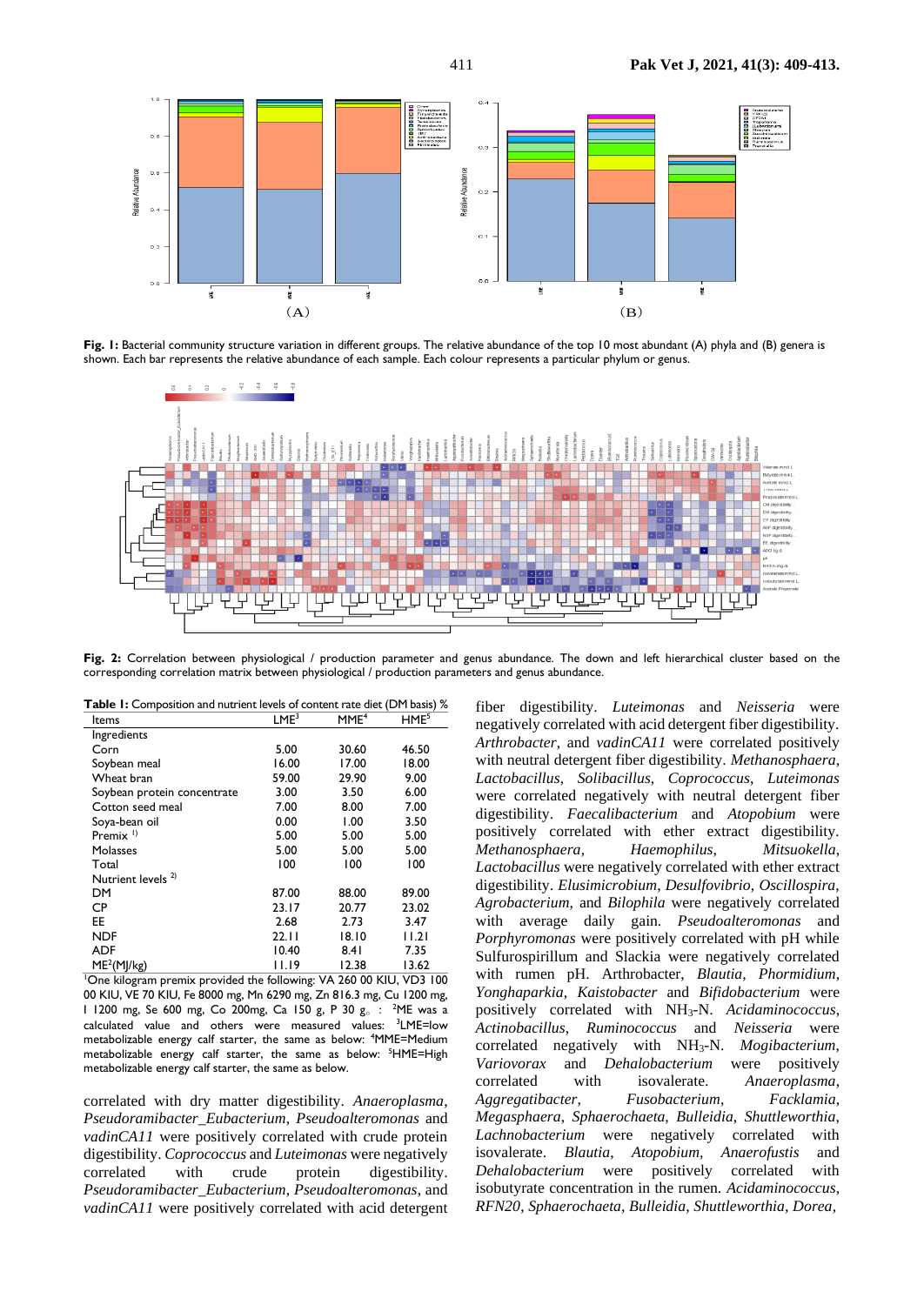**Fig. 1:** Bacterial community structure variation in different groups. The relative abundance of the top 10 most abundant (A) phyla and (B) genera is shown. Each bar represents the relative abundance of each sample. Each colour represents a particular phylum or genus.

**Fig. 2:** Correlation between physiological / production parameter and genus abundance. The down and left hierarchical cluster based on the corresponding correlation matrix between physiological / production parameters and genus abundance.

**Table 1:** Composition and nutrient levels of content rate diet (DM basis) %

| Items | LME[3] | MME[4] | HME[5] |
|---|---|---|---|
| Ingredients | | | |
| Corn | 5.00 | 30.60 | 46.50 |
| Soybean meal | 16.00 | 17.00 | 18.00 |
| Wheat bran | 59.00 | 29.90 | 9.00 |
| Soybean protein concentrate | 3.00 | 3.50 | 6.00 |
| Cotton seed meal | 7.00 | 8.00 | 7.00 |
| Soya-bean oil | 0.00 | 1.00 | 3.50 |
| Premix [1)] | 5.00 | 5.00 | 5.00 |
| Molasses | 5.00 | 5.00 | 5.00 |
| Total | 100 | 100 | 100 |
| Nutrient levels [2)] | | | |
| DM | 87.00 | 88.00 | 89.00 |
| CP | 23.17 | 20.77 | 23.02 |
| EE | 2.68 | 2.73 | 3.47 |
| NDF | 22.11 | 18.10 | 11.21 |
| ADF | 10.40 | 8.41 | 7.35 |
| ME[2](MJ/kg) | 11.19 | 12.38 | 13.62 |

[1]One kilogram premix provided the following: VA 260 00 KIU, VD3 100 00 KIU, VE 70 KIU, Fe 8000 mg, Mn 6290 mg, Zn 816.3 mg, Cu 1200 mg, I 1200 mg, Se 600 mg, Co 200mg, Ca 150 g, P 30 g。: [2]ME was a calculated value and others were measured values: [3]LME=low metabolizable energy calf starter, the same as below: [4]MME=Medium metabolizable energy calf starter, the same as below: [5]HME=High metabolizable energy calf starter, the same as below.

correlated with dry matter digestibility. *Anaeroplasma*, *Pseudoramibacter_Eubacterium*, *Pseudoalteromonas* and *vadinCA11* were positively correlated with crude protein digestibility. *Coprococcus* and *Luteimonas* were negatively correlated with crude protein digestibility. *Pseudoramibacter_Eubacterium*, *Pseudoalteromonas*, and *vadinCA11* were positively correlated with acid detergent fiber digestibility. *Luteimonas* and *Neisseria* were negatively correlated with acid detergent fiber digestibility. *Arthrobacter*, and *vadinCA11* were correlated positively with neutral detergent fiber digestibility. *Methanosphaera*, *Lactobacillus*, *Solibacillus*, *Coprococcus*, *Luteimonas* were correlated negatively with neutral detergent fiber digestibility. *Faecalibacterium* and *Atopobium* were positively correlated with ether extract digestibility. *Methanosphaera*, *Haemophilus*, *Mitsuokella*, *Lactobacillus* were negatively correlated with ether extract digestibility. *Elusimicrobium*, *Desulfovibrio*, *Oscillospira*, *Agrobacterium*, and *Bilophila* were negatively correlated with average daily gain. *Pseudoalteromonas* and *Porphyromonas* were positively correlated with pH while Sulfurospirillum and Slackia were negatively correlated with rumen pH. Arthrobacter, *Blautia*, *Phormidium*, *Yonghaparkia*, *Kaistobacter* and *Bifidobacterium* were positively correlated with $NH_3$-N. *Acidaminococcus*, *Actinobacillus*, *Ruminococcus* and *Neisseria* were correlated negatively with $NH_3$-N. *Mogibacterium*, *Variovorax* and *Dehalobacterium* were positively correlated with isovalerate. *Anaeroplasma*, *Aggregatibacter*, *Fusobacterium*, *Facklamia*, *Megasphaera*, *Sphaerochaeta*, *Bulleidia*, *Shuttleworthia*, *Lachnobacterium* were negatively correlated with isovalerate. *Blautia*, *Atopobium*, *Anaerofustis* and *Dehalobacterium* were positively correlated with isobutyrate concentration in the rumen. *Acidaminococcus*, *RFN20*, *Sphaerochaeta*, *Bulleidia*, *Shuttleworthia*, *Dorea*,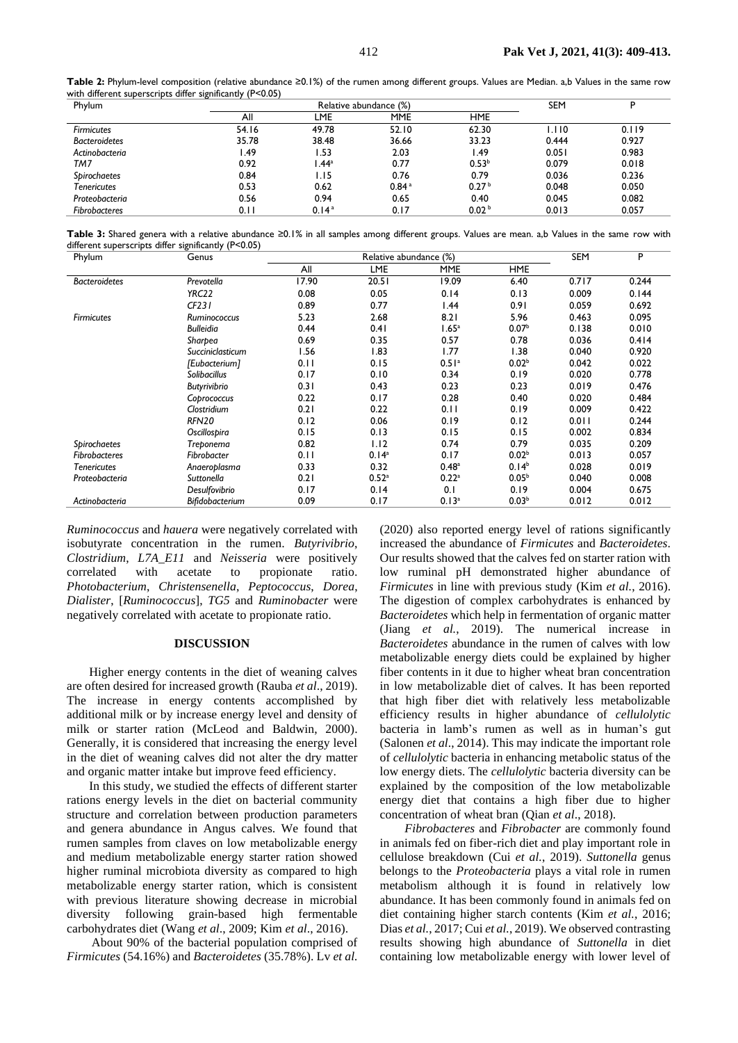**Table 2:** Phylum-level composition (relative abundance ≥0.1%) of the rumen among different groups. Values are Median. a,b Values in the same row with different superscripts differ significantly (P<0.05)

| Phylum | Relative abundance (%) | | | | SEM | P |
|---|---|---|---|---|---|---|
| | All | LME | MME | HME | | |
| *Firmicutes* | 54.16 | 49.78 | 52.10 | 62.30 | 1.110 | 0.119 |
| *Bacteroidetes* | 35.78 | 38.48 | 36.66 | 33.23 | 0.444 | 0.927 |
| *Actinobacteria* | 1.49 | 1.53 | 2.03 | 1.49 | 0.051 | 0.983 |
| *TM7* | 0.92 | 1.44[a] | 0.77 | 0.53[b] | 0.079 | 0.018 |
| *Spirochaetes* | 0.84 | 1.15 | 0.76 | 0.79 | 0.036 | 0.236 |
| *Tenericutes* | 0.53 | 0.62 | 0.84[a] | 0.27[b] | 0.048 | 0.050 |
| *Proteobacteria* | 0.56 | 0.94 | 0.65 | 0.40 | 0.045 | 0.082 |
| *Fibrobacteres* | 0.11 | 0.14[a] | 0.17 | 0.02[b] | 0.013 | 0.057 |

**Table 3:** Shared genera with a relative abundance ≥0.1% in all samples among different groups. Values are mean. a,b Values in the same row with different superscripts differ significantly (P<0.05)

| Phylum | Genus | Relative abundance (%) | | | | SEM | P |
|---|---|---|---|---|---|---|---|
| | | All | LME | MME | HME | | |
| *Bacteroidetes* | *Prevotella* | 17.90 | 20.51 | 19.09 | 6.40 | 0.717 | 0.244 |
| | *YRC22* | 0.08 | 0.05 | 0.14 | 0.13 | 0.009 | 0.144 |
| | *CF231* | 0.89 | 0.77 | 1.44 | 0.91 | 0.059 | 0.692 |
| *Firmicutes* | *Ruminococcus* | 5.23 | 2.68 | 8.21 | 5.96 | 0.463 | 0.095 |
| | *Bulleidia* | 0.44 | 0.41 | 1.65[a] | 0.07[b] | 0.138 | 0.010 |
| | *Sharpea* | 0.69 | 0.35 | 0.57 | 0.78 | 0.036 | 0.414 |
| | *Succiniclasticum* | 1.56 | 1.83 | 1.77 | 1.38 | 0.040 | 0.920 |
| | *[Eubacterium]* | 0.11 | 0.15 | 0.51[a] | 0.02[b] | 0.042 | 0.022 |
| | *Solibacillus* | 0.17 | 0.10 | 0.34 | 0.19 | 0.020 | 0.778 |
| | *Butyrivibrio* | 0.31 | 0.43 | 0.23 | 0.23 | 0.019 | 0.476 |
| | *Coprococcus* | 0.22 | 0.17 | 0.28 | 0.40 | 0.020 | 0.484 |
| | *Clostridium* | 0.21 | 0.22 | 0.11 | 0.19 | 0.009 | 0.422 |
| | *RFN20* | 0.12 | 0.06 | 0.19 | 0.12 | 0.011 | 0.244 |
| | *Oscillospira* | 0.15 | 0.13 | 0.15 | 0.15 | 0.002 | 0.834 |
| *Spirochaetes* | *Treponema* | 0.82 | 1.12 | 0.74 | 0.79 | 0.035 | 0.209 |
| *Fibrobacteres* | *Fibrobacter* | 0.11 | 0.14[a] | 0.17 | 0.02[b] | 0.013 | 0.057 |
| *Tenericutes* | *Anaeroplasma* | 0.33 | 0.32 | 0.48[a] | 0.14[b] | 0.028 | 0.019 |
| *Proteobacteria* | *Suttonella* | 0.21 | 0.52[a] | 0.22[a] | 0.05[b] | 0.040 | 0.008 |
| | *Desulfovibrio* | 0.17 | 0.14 | 0.1 | 0.19 | 0.004 | 0.675 |
| *Actinobacteria* | *Bifidobacterium* | 0.09 | 0.17 | 0.13[a] | 0.03[b] | 0.012 | 0.012 |

*Ruminococcus* and *hauera* were negatively correlated with isobutyrate concentration in the rumen. *Butyrivibrio*, *Clostridium*, *L7A_E11* and *Neisseria* were positively correlated with acetate to propionate ratio. *Photobacterium*, *Christensenella*, *Peptococcus*, *Dorea*, *Dialister*, [*Ruminococcus*], *TG5* and *Ruminobacter* were negatively correlated with acetate to propionate ratio.

## DISCUSSION

Higher energy contents in the diet of weaning calves are often desired for increased growth (Rauba *et al*., 2019). The increase in energy contents accomplished by additional milk or by increase energy level and density of milk or starter ration (McLeod and Baldwin, 2000). Generally, it is considered that increasing the energy level in the diet of weaning calves did not alter the dry matter and organic matter intake but improve feed efficiency.

In this study, we studied the effects of different starter rations energy levels in the diet on bacterial community structure and correlation between production parameters and genera abundance in Angus calves. We found that rumen samples from claves on low metabolizable energy and medium metabolizable energy starter ration showed higher ruminal microbiota diversity as compared to high metabolizable energy starter ration, which is consistent with previous literature showing decrease in microbial diversity following grain-based high fermentable carbohydrates diet (Wang *et al*., 2009; Kim *et al*., 2016).

About 90% of the bacterial population comprised of *Firmicutes* (54.16%) and *Bacteroidetes* (35.78%). Lv *et al.* (2020) also reported energy level of rations significantly increased the abundance of *Firmicutes* and *Bacteroidetes*. Our results showed that the calves fed on starter ration with low ruminal pH demonstrated higher abundance of *Firmicutes* in line with previous study (Kim *et al.,* 2016). The digestion of complex carbohydrates is enhanced by *Bacteroidetes* which help in fermentation of organic matter (Jiang *et al.*, 2019). The numerical increase in *Bacteroidetes* abundance in the rumen of calves with low metabolizable energy diets could be explained by higher fiber contents in it due to higher wheat bran concentration in low metabolizable diet of calves. It has been reported that high fiber diet with relatively less metabolizable efficiency results in higher abundance of *cellulolytic* bacteria in lamb's rumen as well as in human's gut (Salonen *et al*., 2014). This may indicate the important role of *cellulolytic* bacteria in enhancing metabolic status of the low energy diets. The *cellulolytic* bacteria diversity can be explained by the composition of the low metabolizable energy diet that contains a high fiber due to higher concentration of wheat bran (Qian *et al*., 2018).

*Fibrobacteres* and *Fibrobacter* are commonly found in animals fed on fiber-rich diet and play important role in cellulose breakdown (Cui *et al.*, 2019). *Suttonella* genus belongs to the *Proteobacteria* plays a vital role in rumen metabolism although it is found in relatively low abundance. It has been commonly found in animals fed on diet containing higher starch contents (Kim *et al.*, 2016; Dias *et al.*, 2017; Cui *et al.*, 2019). We observed contrasting results showing high abundance of *Suttonella* in diet containing low metabolizable energy with lower level of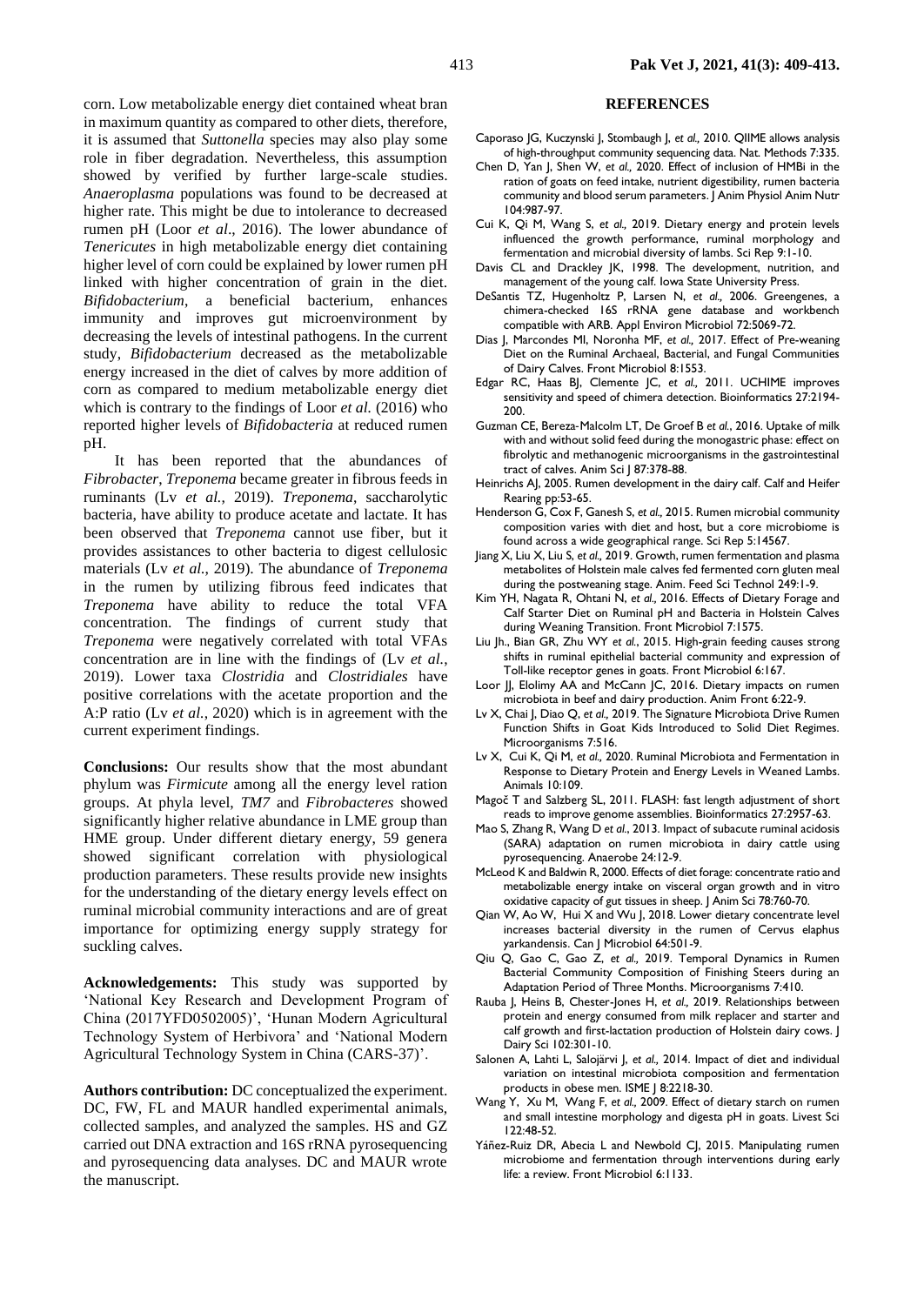corn. Low metabolizable energy diet contained wheat bran in maximum quantity as compared to other diets, therefore, it is assumed that *Suttonella* species may also play some role in fiber degradation. Nevertheless, this assumption showed by verified by further large-scale studies. *Anaeroplasma* populations was found to be decreased at higher rate. This might be due to intolerance to decreased rumen pH (Loor *et al*., 2016). The lower abundance of *Tenericutes* in high metabolizable energy diet containing higher level of corn could be explained by lower rumen pH linked with higher concentration of grain in the diet. *Bifidobacterium*, a beneficial bacterium, enhances immunity and improves gut microenvironment by decreasing the levels of intestinal pathogens. In the current study, *Bifidobacterium* decreased as the metabolizable energy increased in the diet of calves by more addition of corn as compared to medium metabolizable energy diet which is contrary to the findings of Loor *et al.* (2016) who reported higher levels of *Bifidobacteria* at reduced rumen pH.

It has been reported that the abundances of *Fibrobacter*, *Treponema* became greater in fibrous feeds in ruminants (Lv *et al.*, 2019). *Treponema*, saccharolytic bacteria, have ability to produce acetate and lactate. It has been observed that *Treponema* cannot use fiber, but it provides assistances to other bacteria to digest cellulosic materials (Lv *et al.*, 2019). The abundance of *Treponema* in the rumen by utilizing fibrous feed indicates that *Treponema* have ability to reduce the total VFA concentration. The findings of current study that *Treponema* were negatively correlated with total VFAs concentration are in line with the findings of (Lv *et al.*, 2019). Lower taxa *Clostridia* and *Clostridiales* have positive correlations with the acetate proportion and the A:P ratio (Lv *et al.*, 2020) which is in agreement with the current experiment findings.

**Conclusions:** Our results show that the most abundant phylum was *Firmicute* among all the energy level ration groups. At phyla level, *TM7* and *Fibrobacteres* showed significantly higher relative abundance in LME group than HME group. Under different dietary energy, 59 genera showed significant correlation with physiological production parameters. These results provide new insights for the understanding of the dietary energy levels effect on ruminal microbial community interactions and are of great importance for optimizing energy supply strategy for suckling calves.

**Acknowledgements:** This study was supported by 'National Key Research and Development Program of China (2017YFD0502005)', 'Hunan Modern Agricultural Technology System of Herbivora' and 'National Modern Agricultural Technology System in China (CARS-37)'.

**Authors contribution:** DC conceptualized the experiment. DC, FW, FL and MAUR handled experimental animals, collected samples, and analyzed the samples. HS and GZ carried out DNA extraction and 16S rRNA pyrosequencing and pyrosequencing data analyses. DC and MAUR wrote the manuscript.

## REFERENCES

Caporaso JG, Kuczynski J, Stombaugh J, *et al.,* 2010. QIIME allows analysis of high-throughput community sequencing data. Nat. Methods 7:335.

Chen D, Yan J, Shen W, *et al.,* 2020. Effect of inclusion of HMBi in the ration of goats on feed intake, nutrient digestibility, rumen bacteria community and blood serum parameters. J Anim Physiol Anim Nutr 104:987-97.

Cui K, Qi M, Wang S, *et al.,* 2019. Dietary energy and protein levels influenced the growth performance, ruminal morphology and fermentation and microbial diversity of lambs. Sci Rep 9:1-10.

Davis CL and Drackley JK, 1998. The development, nutrition, and management of the young calf. Iowa State University Press.

DeSantis TZ, Hugenholtz P, Larsen N, *et al.,* 2006. Greengenes, a chimera-checked 16S rRNA gene database and workbench compatible with ARB. Appl Environ Microbiol 72:5069-72.

Dias J, Marcondes MI, Noronha MF, *et al.,* 2017. Effect of Pre-weaning Diet on the Ruminal Archaeal, Bacterial, and Fungal Communities of Dairy Calves. Front Microbiol 8:1553.

Edgar RC, Haas BJ, Clemente JC, *et al.,* 2011. UCHIME improves sensitivity and speed of chimera detection. Bioinformatics 27:2194-200.

Guzman CE, Bereza-Malcolm LT, De Groef B *et al.*, 2016. Uptake of milk with and without solid feed during the monogastric phase: effect on fibrolytic and methanogenic microorganisms in the gastrointestinal tract of calves. Anim Sci J 87:378-88.

Heinrichs AJ, 2005. Rumen development in the dairy calf. Calf and Heifer Rearing pp:53-65.

Henderson G, Cox F, Ganesh S, *et al.,* 2015. Rumen microbial community composition varies with diet and host, but a core microbiome is found across a wide geographical range. Sci Rep 5:14567.

Jiang X, Liu X, Liu S, *et al.,* 2019. Growth, rumen fermentation and plasma metabolites of Holstein male calves fed fermented corn gluten meal during the postweaning stage. Anim. Feed Sci Technol 249:1-9.

Kim YH, Nagata R, Ohtani N, *et al.,* 2016. Effects of Dietary Forage and Calf Starter Diet on Ruminal pH and Bacteria in Holstein Calves during Weaning Transition. Front Microbiol 7:1575.

Liu Jh., Bian GR, Zhu WY *et al.*, 2015. High-grain feeding causes strong shifts in ruminal epithelial bacterial community and expression of Toll-like receptor genes in goats. Front Microbiol 6:167.

Loor JJ, Elolimy AA and McCann JC, 2016. Dietary impacts on rumen microbiota in beef and dairy production. Anim Front 6:22-9.

Lv X, Chai J, Diao Q, *et al.,* 2019. The Signature Microbiota Drive Rumen Function Shifts in Goat Kids Introduced to Solid Diet Regimes. Microorganisms 7:516.

Lv X, Cui K, Qi M, *et al.,* 2020. Ruminal Microbiota and Fermentation in Response to Dietary Protein and Energy Levels in Weaned Lambs. Animals 10:109.

Magoč T and Salzberg SL, 2011. FLASH: fast length adjustment of short reads to improve genome assemblies. Bioinformatics 27:2957-63.

Mao S, Zhang R, Wang D *et al.*, 2013. Impact of subacute ruminal acidosis (SARA) adaptation on rumen microbiota in dairy cattle using pyrosequencing. Anaerobe 24:12-9.

McLeod K and Baldwin R, 2000. Effects of diet forage: concentrate ratio and metabolizable energy intake on visceral organ growth and in vitro oxidative capacity of gut tissues in sheep. J Anim Sci 78:760-70.

Qian W, Ao W, Hui X and Wu J, 2018. Lower dietary concentrate level increases bacterial diversity in the rumen of Cervus elaphus yarkandensis. Can J Microbiol 64:501-9.

Qiu Q, Gao C, Gao Z, *et al.,* 2019. Temporal Dynamics in Rumen Bacterial Community Composition of Finishing Steers during an Adaptation Period of Three Months. Microorganisms 7:410.

Rauba J, Heins B, Chester-Jones H, *et al.,* 2019. Relationships between protein and energy consumed from milk replacer and starter and calf growth and first-lactation production of Holstein dairy cows. J Dairy Sci 102:301-10.

Salonen A, Lahti L, Salojärvi J, *et al.,* 2014. Impact of diet and individual variation on intestinal microbiota composition and fermentation products in obese men. ISME J 8:2218-30.

Wang Y, Xu M, Wang F, *et al.,* 2009. Effect of dietary starch on rumen and small intestine morphology and digesta pH in goats. Livest Sci 122:48-52.

Yáñez-Ruiz DR, Abecia L and Newbold CJ, 2015. Manipulating rumen microbiome and fermentation through interventions during early life: a review. Front Microbiol 6:1133.